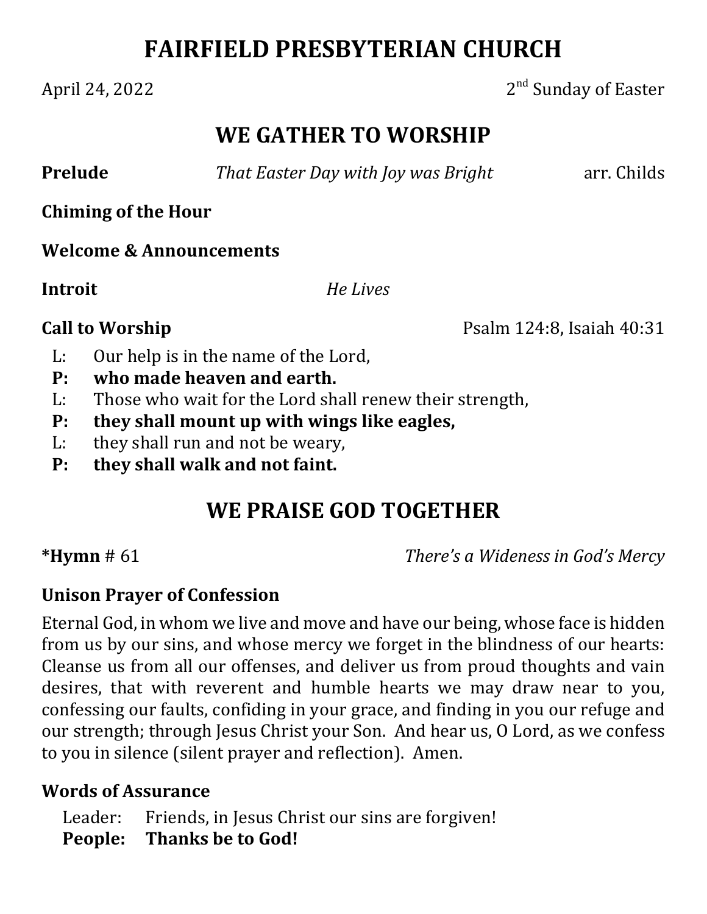# FAIRFIELD PRESBYTERIAN CHURCH

April 24, 2022 — 2nd Sunday of Easter

## WE GATHER TO WORSHIP

**Prelude** *That Easter Day with Joy was Bright* arr. Childs

**Chiming of the Hour**

**Welcome & Announcements**

**Introit** *He Lives*

**Call to Worship** Psalm 124:8, Isaiah 40:31

L: Our help is in the name of the Lord,
**P: who made heaven and earth.**
L: Those who wait for the Lord shall renew their strength,
**P: they shall mount up with wings like eagles,**
L: they shall run and not be weary,
**P: they shall walk and not faint.**

## WE PRAISE GOD TOGETHER

***Hymn** # 61 *There's a Wideness in God's Mercy*

### Unison Prayer of Confession

Eternal God, in whom we live and move and have our being, whose face is hidden from us by our sins, and whose mercy we forget in the blindness of our hearts: Cleanse us from all our offenses, and deliver us from proud thoughts and vain desires, that with reverent and humble hearts we may draw near to you, confessing our faults, confiding in your grace, and finding in you our refuge and our strength; through Jesus Christ your Son. And hear us, O Lord, as we confess to you in silence (silent prayer and reflection). Amen.

### Words of Assurance

Leader: Friends, in Jesus Christ our sins are forgiven!
**People: Thanks be to God!**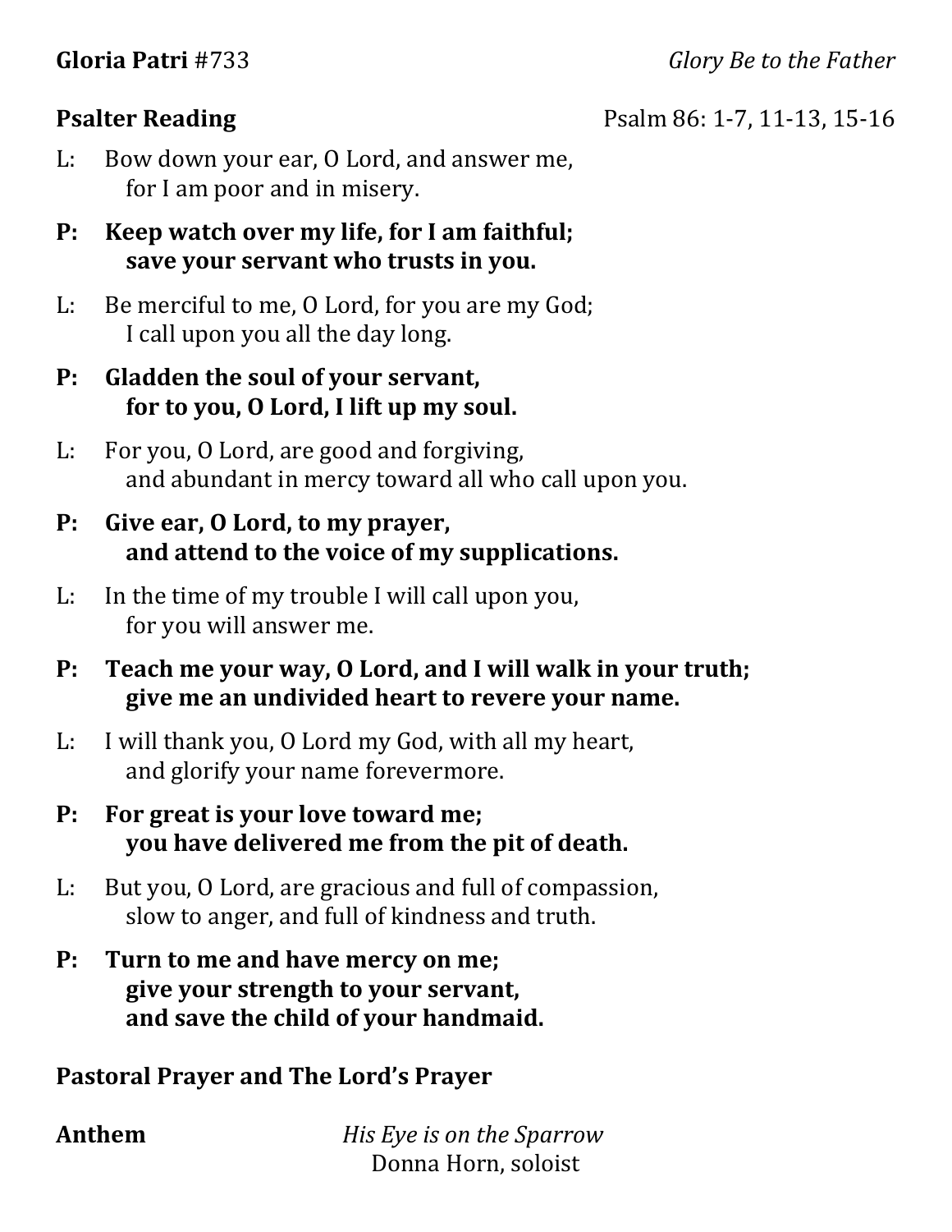**Gloria Patri** #733 *Glory Be to the Father*

**Psalter Reading** Psalm 86: 1-7, 11-13, 15-16

L: Bow down your ear, O Lord, and answer me,
for I am poor and in misery.

**P: Keep watch over my life, for I am faithful;**
**save your servant who trusts in you.**

L: Be merciful to me, O Lord, for you are my God;
I call upon you all the day long.

**P: Gladden the soul of your servant,**
**for to you, O Lord, I lift up my soul.**

L: For you, O Lord, are good and forgiving,
and abundant in mercy toward all who call upon you.

**P: Give ear, O Lord, to my prayer,**
**and attend to the voice of my supplications.**

L: In the time of my trouble I will call upon you,
for you will answer me.

**P: Teach me your way, O Lord, and I will walk in your truth;**
**give me an undivided heart to revere your name.**

L: I will thank you, O Lord my God, with all my heart,
and glorify your name forevermore.

**P: For great is your love toward me;**
**you have delivered me from the pit of death.**

L: But you, O Lord, are gracious and full of compassion,
slow to anger, and full of kindness and truth.

**P: Turn to me and have mercy on me;**
**give your strength to your servant,**
**and save the child of your handmaid.**

**Pastoral Prayer and The Lord's Prayer**

**Anthem** *His Eye is on the Sparrow*
Donna Horn, soloist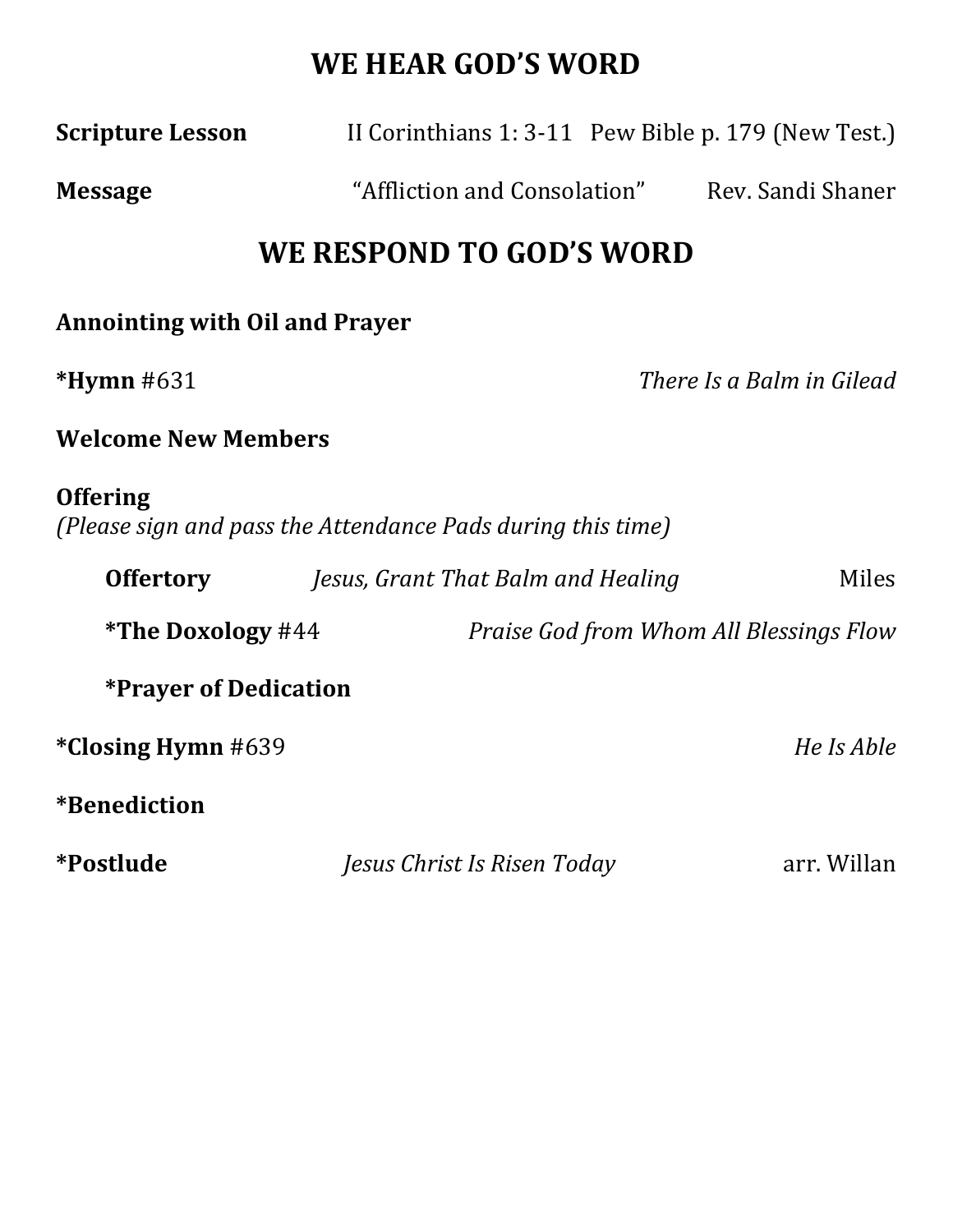## WE HEAR GOD'S WORD

**Scripture Lesson** II Corinthians 1: 3-11 Pew Bible p. 179 (New Test.)

**Message** "Affliction and Consolation" Rev. Sandi Shaner

## WE RESPOND TO GOD'S WORD

**Annointing with Oil and Prayer**

***Hymn** #631 *There Is a Balm in Gilead*

**Welcome New Members**

**Offering**
*(Please sign and pass the Attendance Pads during this time)*

**Offertory** *Jesus, Grant That Balm and Healing* Miles

***The Doxology** #44 *Praise God from Whom All Blessings Flow*

***Prayer of Dedication**

***Closing Hymn** #639 *He Is Able*

***Benediction**

***Postlude** *Jesus Christ Is Risen Today* arr. Willan